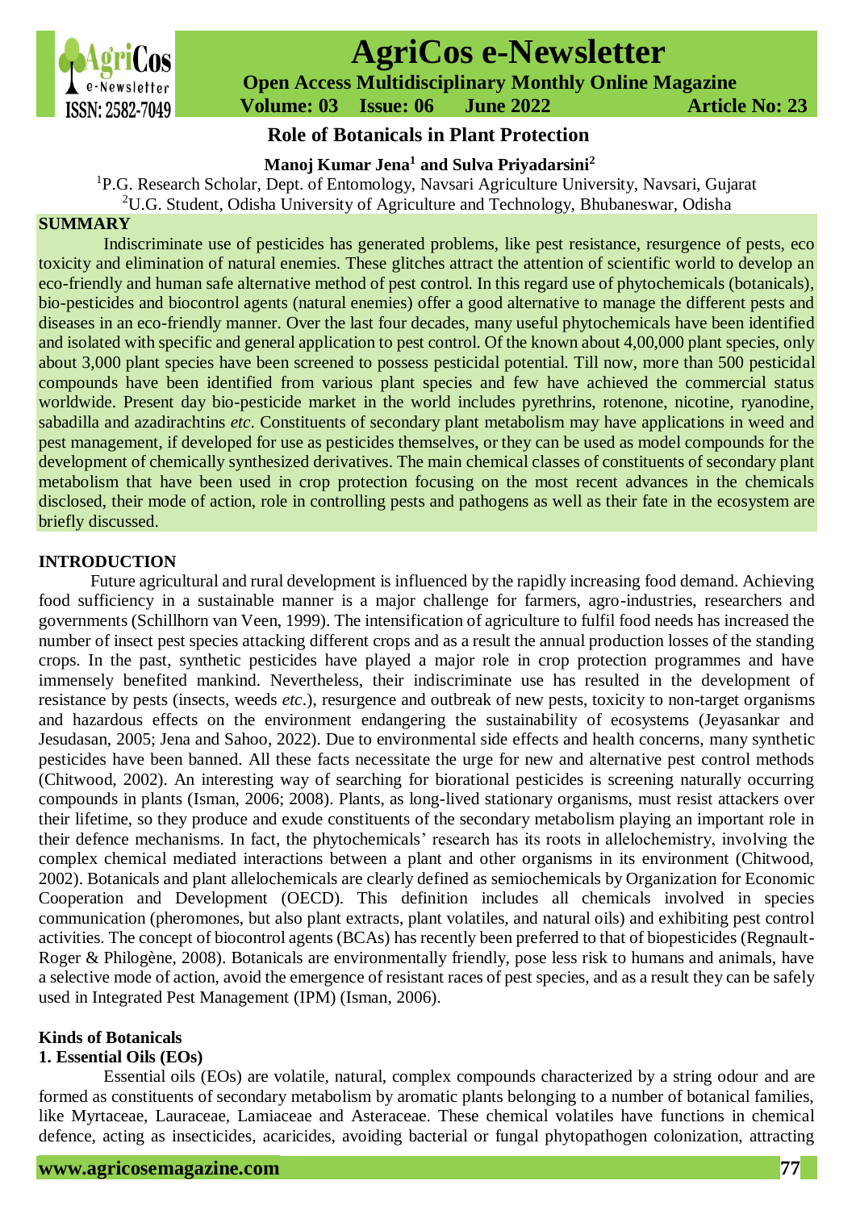# Role of Botanicals in Plant Protection

**Manoj Kumar Jena[1] and Sulva Priyadarsini[2]**

[1]P.G. Research Scholar, Dept. of Entomology, Navsari Agriculture University, Navsari, Gujarat

[2]U.G. Student, Odisha University of Agriculture and Technology, Bhubaneswar, Odisha

## SUMMARY

Indiscriminate use of pesticides has generated problems, like pest resistance, resurgence of pests, eco toxicity and elimination of natural enemies. These glitches attract the attention of scientific world to develop an eco-friendly and human safe alternative method of pest control. In this regard use of phytochemicals (botanicals), bio-pesticides and biocontrol agents (natural enemies) offer a good alternative to manage the different pests and diseases in an eco-friendly manner. Over the last four decades, many useful phytochemicals have been identified and isolated with specific and general application to pest control. Of the known about 4,00,000 plant species, only about 3,000 plant species have been screened to possess pesticidal potential. Till now, more than 500 pesticidal compounds have been identified from various plant species and few have achieved the commercial status worldwide. Present day bio-pesticide market in the world includes pyrethrins, rotenone, nicotine, ryanodine, sabadilla and azadirachtins *etc*. Constituents of secondary plant metabolism may have applications in weed and pest management, if developed for use as pesticides themselves, or they can be used as model compounds for the development of chemically synthesized derivatives. The main chemical classes of constituents of secondary plant metabolism that have been used in crop protection focusing on the most recent advances in the chemicals disclosed, their mode of action, role in controlling pests and pathogens as well as their fate in the ecosystem are briefly discussed.

## INTRODUCTION

Future agricultural and rural development is influenced by the rapidly increasing food demand. Achieving food sufficiency in a sustainable manner is a major challenge for farmers, agro-industries, researchers and governments (Schillhorn van Veen, 1999). The intensification of agriculture to fulfil food needs has increased the number of insect pest species attacking different crops and as a result the annual production losses of the standing crops. In the past, synthetic pesticides have played a major role in crop protection programmes and have immensely benefited mankind. Nevertheless, their indiscriminate use has resulted in the development of resistance by pests (insects, weeds *etc*.), resurgence and outbreak of new pests, toxicity to non-target organisms and hazardous effects on the environment endangering the sustainability of ecosystems (Jeyasankar and Jesudasan, 2005; Jena and Sahoo, 2022). Due to environmental side effects and health concerns, many synthetic pesticides have been banned. All these facts necessitate the urge for new and alternative pest control methods (Chitwood, 2002). An interesting way of searching for biorational pesticides is screening naturally occurring compounds in plants (Isman, 2006; 2008). Plants, as long-lived stationary organisms, must resist attackers over their lifetime, so they produce and exude constituents of the secondary metabolism playing an important role in their defence mechanisms. In fact, the phytochemicals' research has its roots in allelochemistry, involving the complex chemical mediated interactions between a plant and other organisms in its environment (Chitwood, 2002). Botanicals and plant allelochemicals are clearly defined as semiochemicals by Organization for Economic Cooperation and Development (OECD). This definition includes all chemicals involved in species communication (pheromones, but also plant extracts, plant volatiles, and natural oils) and exhibiting pest control activities. The concept of biocontrol agents (BCAs) has recently been preferred to that of biopesticides (Regnault-Roger & Philogène, 2008). Botanicals are environmentally friendly, pose less risk to humans and animals, have a selective mode of action, avoid the emergence of resistant races of pest species, and as a result they can be safely used in Integrated Pest Management (IPM) (Isman, 2006).

### Kinds of Botanicals

#### 1. Essential Oils (EOs)

Essential oils (EOs) are volatile, natural, complex compounds characterized by a string odour and are formed as constituents of secondary metabolism by aromatic plants belonging to a number of botanical families, like Myrtaceae, Lauraceae, Lamiaceae and Asteraceae. These chemical volatiles have functions in chemical defence, acting as insecticides, acaricides, avoiding bacterial or fungal phytopathogen colonization, attracting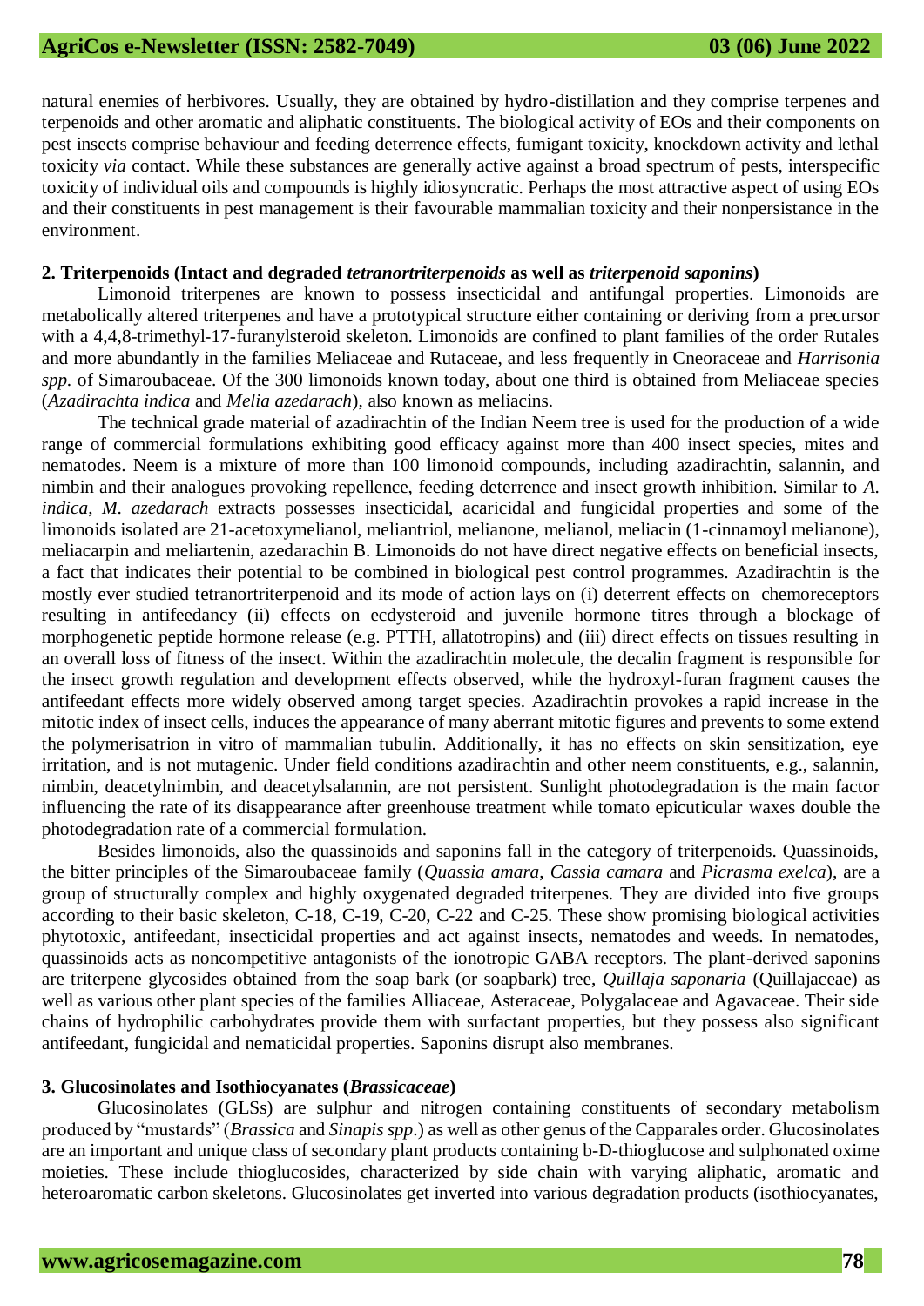natural enemies of herbivores. Usually, they are obtained by hydro-distillation and they comprise terpenes and terpenoids and other aromatic and aliphatic constituents. The biological activity of EOs and their components on pest insects comprise behaviour and feeding deterrence effects, fumigant toxicity, knockdown activity and lethal toxicity *via* contact. While these substances are generally active against a broad spectrum of pests, interspecific toxicity of individual oils and compounds is highly idiosyncratic. Perhaps the most attractive aspect of using EOs and their constituents in pest management is their favourable mammalian toxicity and their nonpersistance in the environment.

**2. Triterpenoids (Intact and degraded *tetranortriterpenoids* as well as *triterpenoid saponins*)**

Limonoid triterpenes are known to possess insecticidal and antifungal properties. Limonoids are metabolically altered triterpenes and have a prototypical structure either containing or deriving from a precursor with a 4,4,8-trimethyl-17-furanylsteroid skeleton. Limonoids are confined to plant families of the order Rutales and more abundantly in the families Meliaceae and Rutaceae, and less frequently in Cneoraceae and *Harrisonia spp.* of Simaroubaceae. Of the 300 limonoids known today, about one third is obtained from Meliaceae species (*Azadirachta indica* and *Melia azedarach*), also known as meliacins.

The technical grade material of azadirachtin of the Indian Neem tree is used for the production of a wide range of commercial formulations exhibiting good efficacy against more than 400 insect species, mites and nematodes. Neem is a mixture of more than 100 limonoid compounds, including azadirachtin, salannin, and nimbin and their analogues provoking repellence, feeding deterrence and insect growth inhibition. Similar to *A. indica*, *M. azedarach* extracts possesses insecticidal, acaricidal and fungicidal properties and some of the limonoids isolated are 21-acetoxymelianol, meliantriol, melianone, melianol, meliacin (1-cinnamoyl melianone), meliacarpin and meliartenin, azedarachin B. Limonoids do not have direct negative effects on beneficial insects, a fact that indicates their potential to be combined in biological pest control programmes. Azadirachtin is the mostly ever studied tetranortriterpenoid and its mode of action lays on (i) deterrent effects on chemoreceptors resulting in antifeedancy (ii) effects on ecdysteroid and juvenile hormone titres through a blockage of morphogenetic peptide hormone release (e.g. PTTH, allatotropins) and (iii) direct effects on tissues resulting in an overall loss of fitness of the insect. Within the azadirachtin molecule, the decalin fragment is responsible for the insect growth regulation and development effects observed, while the hydroxyl-furan fragment causes the antifeedant effects more widely observed among target species. Azadirachtin provokes a rapid increase in the mitotic index of insect cells, induces the appearance of many aberrant mitotic figures and prevents to some extend the polymerisatrion in vitro of mammalian tubulin. Additionally, it has no effects on skin sensitization, eye irritation, and is not mutagenic. Under field conditions azadirachtin and other neem constituents, e.g., salannin, nimbin, deacetylnimbin, and deacetylsalannin, are not persistent. Sunlight photodegradation is the main factor influencing the rate of its disappearance after greenhouse treatment while tomato epicuticular waxes double the photodegradation rate of a commercial formulation.

Besides limonoids, also the quassinoids and saponins fall in the category of triterpenoids. Quassinoids, the bitter principles of the Simaroubaceae family (*Quassia amara*, *Cassia camara* and *Picrasma exelca*), are a group of structurally complex and highly oxygenated degraded triterpenes. They are divided into five groups according to their basic skeleton, C-18, C-19, C-20, C-22 and C-25. These show promising biological activities phytotoxic, antifeedant, insecticidal properties and act against insects, nematodes and weeds. In nematodes, quassinoids acts as noncompetitive antagonists of the ionotropic GABA receptors. The plant-derived saponins are triterpene glycosides obtained from the soap bark (or soapbark) tree, *Quillaja saponaria* (Quillajaceae) as well as various other plant species of the families Alliaceae, Asteraceae, Polygalaceae and Agavaceae. Their side chains of hydrophilic carbohydrates provide them with surfactant properties, but they possess also significant antifeedant, fungicidal and nematicidal properties. Saponins disrupt also membranes.

**3. Glucosinolates and Isothiocyanates (*Brassicaceae*)**

Glucosinolates (GLSs) are sulphur and nitrogen containing constituents of secondary metabolism produced by "mustards" (*Brassica* and *Sinapis spp*.) as well as other genus of the Capparales order. Glucosinolates are an important and unique class of secondary plant products containing b-D-thioglucose and sulphonated oxime moieties. These include thioglucosides, characterized by side chain with varying aliphatic, aromatic and heteroaromatic carbon skeletons. Glucosinolates get inverted into various degradation products (isothiocyanates,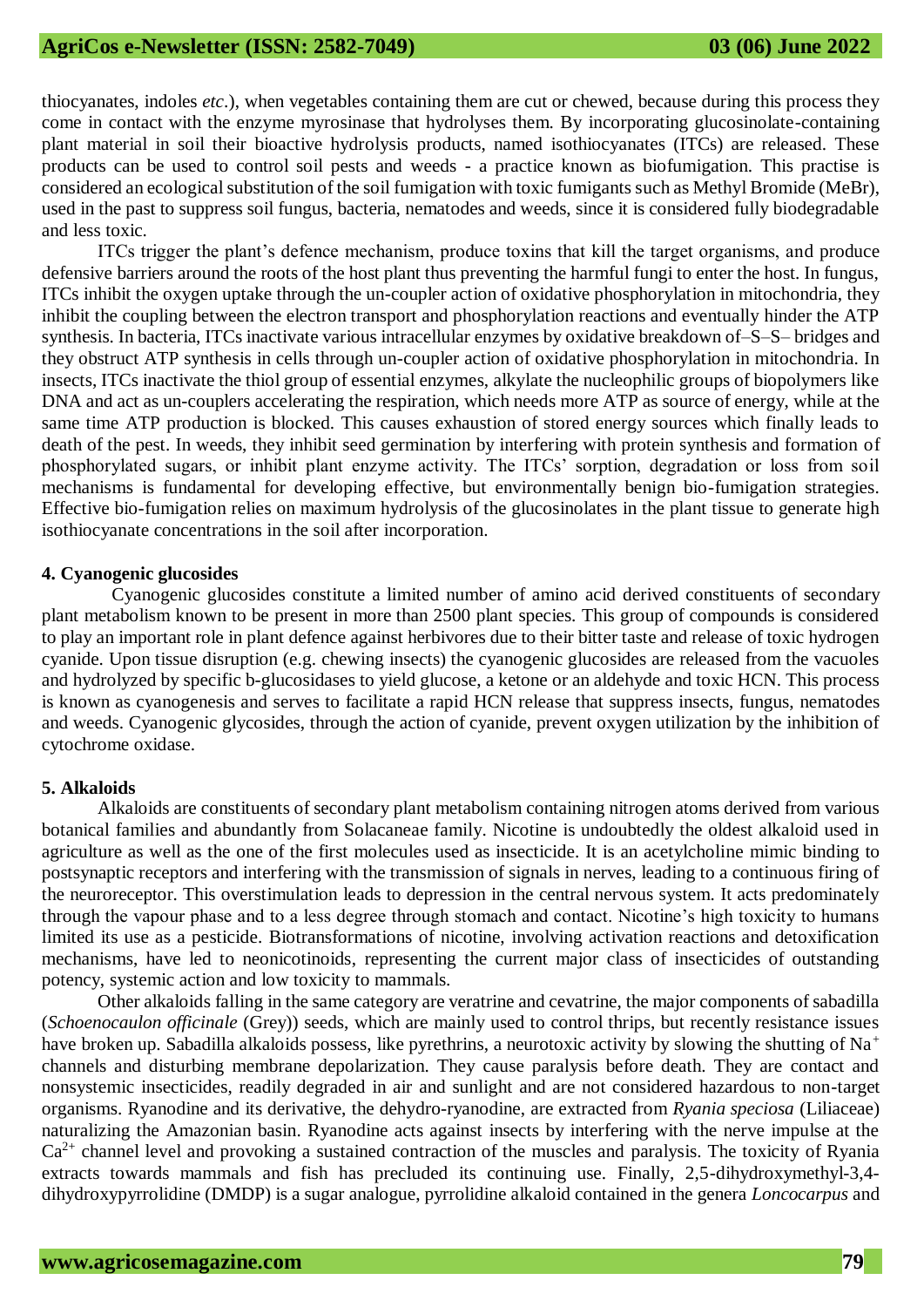thiocyanates, indoles *etc*.), when vegetables containing them are cut or chewed, because during this process they come in contact with the enzyme myrosinase that hydrolyses them. By incorporating glucosinolate-containing plant material in soil their bioactive hydrolysis products, named isothiocyanates (ITCs) are released. These products can be used to control soil pests and weeds - a practice known as biofumigation. This practise is considered an ecological substitution of the soil fumigation with toxic fumigants such as Methyl Bromide (MeBr), used in the past to suppress soil fungus, bacteria, nematodes and weeds, since it is considered fully biodegradable and less toxic.

ITCs trigger the plant's defence mechanism, produce toxins that kill the target organisms, and produce defensive barriers around the roots of the host plant thus preventing the harmful fungi to enter the host. In fungus, ITCs inhibit the oxygen uptake through the un-coupler action of oxidative phosphorylation in mitochondria, they inhibit the coupling between the electron transport and phosphorylation reactions and eventually hinder the ATP synthesis. In bacteria, ITCs inactivate various intracellular enzymes by oxidative breakdown of–S–S– bridges and they obstruct ATP synthesis in cells through un-coupler action of oxidative phosphorylation in mitochondria. In insects, ITCs inactivate the thiol group of essential enzymes, alkylate the nucleophilic groups of biopolymers like DNA and act as un-couplers accelerating the respiration, which needs more ATP as source of energy, while at the same time ATP production is blocked. This causes exhaustion of stored energy sources which finally leads to death of the pest. In weeds, they inhibit seed germination by interfering with protein synthesis and formation of phosphorylated sugars, or inhibit plant enzyme activity. The ITCs' sorption, degradation or loss from soil mechanisms is fundamental for developing effective, but environmentally benign bio-fumigation strategies. Effective bio-fumigation relies on maximum hydrolysis of the glucosinolates in the plant tissue to generate high isothiocyanate concentrations in the soil after incorporation.

**4. Cyanogenic glucosides**

Cyanogenic glucosides constitute a limited number of amino acid derived constituents of secondary plant metabolism known to be present in more than 2500 plant species. This group of compounds is considered to play an important role in plant defence against herbivores due to their bitter taste and release of toxic hydrogen cyanide. Upon tissue disruption (e.g. chewing insects) the cyanogenic glucosides are released from the vacuoles and hydrolyzed by specific b-glucosidases to yield glucose, a ketone or an aldehyde and toxic HCN. This process is known as cyanogenesis and serves to facilitate a rapid HCN release that suppress insects, fungus, nematodes and weeds. Cyanogenic glycosides, through the action of cyanide, prevent oxygen utilization by the inhibition of cytochrome oxidase.

**5. Alkaloids**

Alkaloids are constituents of secondary plant metabolism containing nitrogen atoms derived from various botanical families and abundantly from Solacaneae family. Nicotine is undoubtedly the oldest alkaloid used in agriculture as well as the one of the first molecules used as insecticide. It is an acetylcholine mimic binding to postsynaptic receptors and interfering with the transmission of signals in nerves, leading to a continuous firing of the neuroreceptor. This overstimulation leads to depression in the central nervous system. It acts predominately through the vapour phase and to a less degree through stomach and contact. Nicotine's high toxicity to humans limited its use as a pesticide. Biotransformations of nicotine, involving activation reactions and detoxification mechanisms, have led to neonicotinoids, representing the current major class of insecticides of outstanding potency, systemic action and low toxicity to mammals.

Other alkaloids falling in the same category are veratrine and cevatrine, the major components of sabadilla (*Schoenocaulon officinale* (Grey)) seeds, which are mainly used to control thrips, but recently resistance issues have broken up. Sabadilla alkaloids possess, like pyrethrins, a neurotoxic activity by slowing the shutting of $Na^+$ channels and disturbing membrane depolarization. They cause paralysis before death. They are contact and nonsystemic insecticides, readily degraded in air and sunlight and are not considered hazardous to non-target organisms. Ryanodine and its derivative, the dehydro-ryanodine, are extracted from *Ryania speciosa* (Liliaceae) naturalizing the Amazonian basin. Ryanodine acts against insects by interfering with the nerve impulse at the $Ca^{2+}$ channel level and provoking a sustained contraction of the muscles and paralysis. The toxicity of Ryania extracts towards mammals and fish has precluded its continuing use. Finally, 2,5-dihydroxymethyl-3,4-dihydroxypyrrolidine (DMDP) is a sugar analogue, pyrrolidine alkaloid contained in the genera *Loncocarpus* and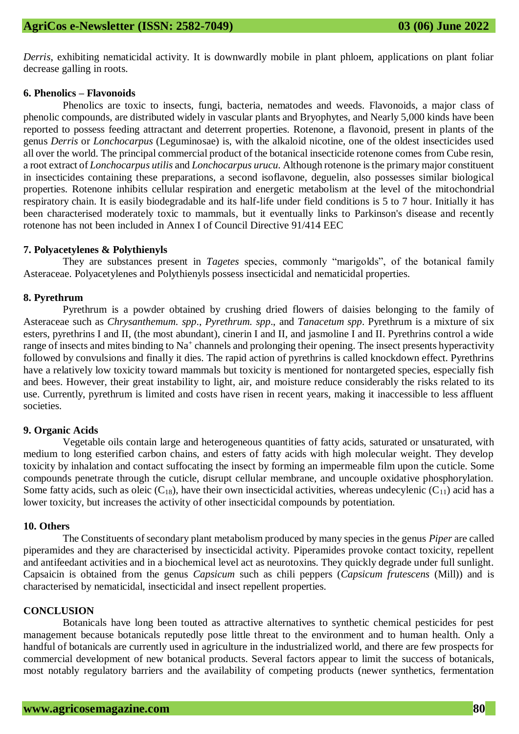*Derris*, exhibiting nematicidal activity. It is downwardly mobile in plant phloem, applications on plant foliar decrease galling in roots.

**6. Phenolics – Flavonoids**

Phenolics are toxic to insects, fungi, bacteria, nematodes and weeds. Flavonoids, a major class of phenolic compounds, are distributed widely in vascular plants and Bryophytes, and Nearly 5,000 kinds have been reported to possess feeding attractant and deterrent properties. Rotenone, a flavonoid, present in plants of the genus *Derris* or *Lonchocarpus* (Leguminosae) is, with the alkaloid nicotine, one of the oldest insecticides used all over the world. The principal commercial product of the botanical insecticide rotenone comes from Cube resin, a root extract of *Lonchocarpus utilis* and *Lonchocarpus urucu*. Although rotenone is the primary major constituent in insecticides containing these preparations, a second isoflavone, deguelin, also possesses similar biological properties. Rotenone inhibits cellular respiration and energetic metabolism at the level of the mitochondrial respiratory chain. It is easily biodegradable and its half-life under field conditions is 5 to 7 hour. Initially it has been characterised moderately toxic to mammals, but it eventually links to Parkinson's disease and recently rotenone has not been included in Annex I of Council Directive 91/414 EEC

**7. Polyacetylenes & Polythienyls**

They are substances present in *Tagetes* species, commonly "marigolds", of the botanical family Asteraceae. Polyacetylenes and Polythienyls possess insecticidal and nematicidal properties.

**8. Pyrethrum**

Pyrethrum is a powder obtained by crushing dried flowers of daisies belonging to the family of Asteraceae such as *Chrysanthemum. spp*., *Pyrethrum. spp*., and *Tanacetum spp*. Pyrethrum is a mixture of six esters, pyrethrins I and II, (the most abundant), cinerin I and II, and jasmoline I and II. Pyrethrins control a wide range of insects and mites binding to $Na^+$ channels and prolonging their opening. The insect presents hyperactivity followed by convulsions and finally it dies. The rapid action of pyrethrins is called knockdown effect. Pyrethrins have a relatively low toxicity toward mammals but toxicity is mentioned for nontargeted species, especially fish and bees. However, their great instability to light, air, and moisture reduce considerably the risks related to its use. Currently, pyrethrum is limited and costs have risen in recent years, making it inaccessible to less affluent societies.

**9. Organic Acids**

Vegetable oils contain large and heterogeneous quantities of fatty acids, saturated or unsaturated, with medium to long esterified carbon chains, and esters of fatty acids with high molecular weight. They develop toxicity by inhalation and contact suffocating the insect by forming an impermeable film upon the cuticle. Some compounds penetrate through the cuticle, disrupt cellular membrane, and uncouple oxidative phosphorylation. Some fatty acids, such as oleic ($C_{18}$), have their own insecticidal activities, whereas undecylenic ($C_{11}$) acid has a lower toxicity, but increases the activity of other insecticidal compounds by potentiation.

**10. Others**

The Constituents of secondary plant metabolism produced by many species in the genus *Piper* are called piperamides and they are characterised by insecticidal activity. Piperamides provoke contact toxicity, repellent and antifeedant activities and in a biochemical level act as neurotoxins. They quickly degrade under full sunlight. Capsaicin is obtained from the genus *Capsicum* such as chili peppers (*Capsicum frutescens* (Mill)) and is characterised by nematicidal, insecticidal and insect repellent properties.

**CONCLUSION**

Botanicals have long been touted as attractive alternatives to synthetic chemical pesticides for pest management because botanicals reputedly pose little threat to the environment and to human health. Only a handful of botanicals are currently used in agriculture in the industrialized world, and there are few prospects for commercial development of new botanical products. Several factors appear to limit the success of botanicals, most notably regulatory barriers and the availability of competing products (newer synthetics, fermentation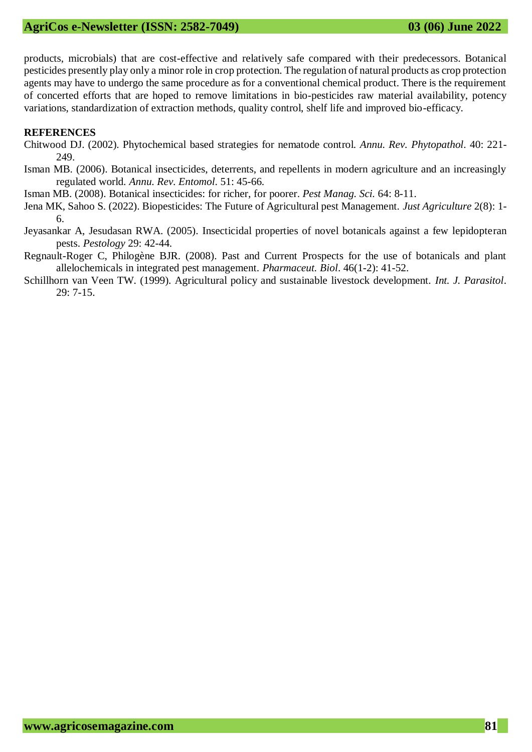products, microbials) that are cost-effective and relatively safe compared with their predecessors. Botanical pesticides presently play only a minor role in crop protection. The regulation of natural products as crop protection agents may have to undergo the same procedure as for a conventional chemical product. There is the requirement of concerted efforts that are hoped to remove limitations in bio-pesticides raw material availability, potency variations, standardization of extraction methods, quality control, shelf life and improved bio-efficacy.

**REFERENCES**

Chitwood DJ. (2002). Phytochemical based strategies for nematode control. *Annu. Rev. Phytopathol*. 40: 221-249.

Isman MB. (2006). Botanical insecticides, deterrents, and repellents in modern agriculture and an increasingly regulated world. *Annu. Rev. Entomol.* 51: 45-66.

Isman MB. (2008). Botanical insecticides: for richer, for poorer. *Pest Manag. Sci.* 64: 8-11.

Jena MK, Sahoo S. (2022). Biopesticides: The Future of Agricultural pest Management. *Just Agriculture* 2(8): 1-6.

Jeyasankar A, Jesudasan RWA. (2005). Insecticidal properties of novel botanicals against a few lepidopteran pests. *Pestology* 29: 42-44.

Regnault-Roger C, Philogène BJR. (2008). Past and Current Prospects for the use of botanicals and plant allelochemicals in integrated pest management. *Pharmaceut. Biol*. 46(1-2): 41-52.

Schillhorn van Veen TW. (1999). Agricultural policy and sustainable livestock development. *Int. J. Parasitol*. 29: 7-15.